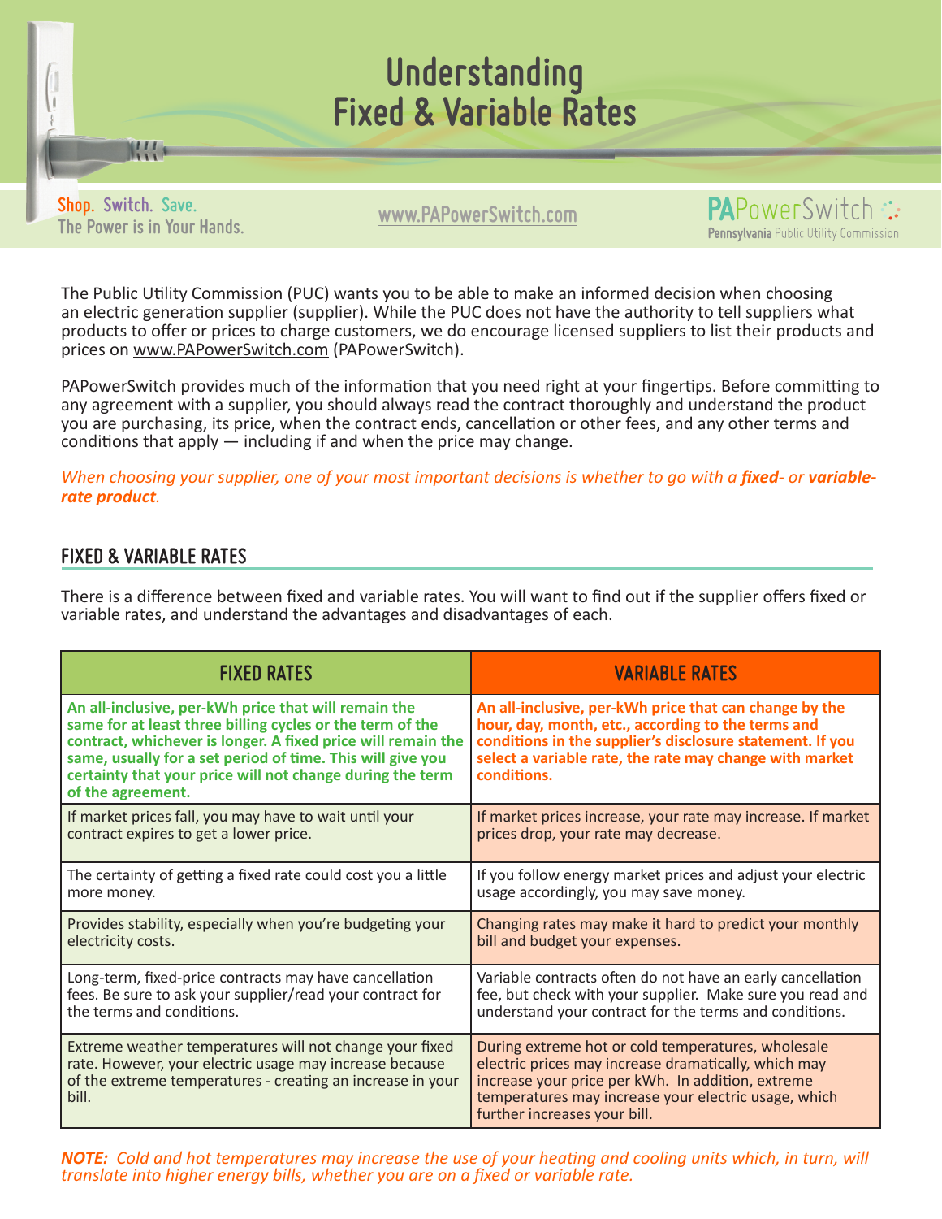# Understanding Fixed & Variable Rates

**Shop. Switch. Save.**
The Power is in Your Hands.

www.PAPowerSwitch.com

PAPowerSwitch
Pennsylvania Public Utility Commission

The Public Utility Commission (PUC) wants you to be able to make an informed decision when choosing an electric generation supplier (supplier). While the PUC does not have the authority to tell suppliers what products to offer or prices to charge customers, we do encourage licensed suppliers to list their products and prices on www.PAPowerSwitch.com (PAPowerSwitch).

PAPowerSwitch provides much of the information that you need right at your fingertips. Before committing to any agreement with a supplier, you should always read the contract thoroughly and understand the product you are purchasing, its price, when the contract ends, cancellation or other fees, and any other terms and conditions that apply — including if and when the price may change.

*When choosing your supplier, one of your most important decisions is whether to go with a* ***fixed****- or* ***variable-rate product****.*

## FIXED & VARIABLE RATES

There is a difference between fixed and variable rates. You will want to find out if the supplier offers fixed or variable rates, and understand the advantages and disadvantages of each.

| FIXED RATES | VARIABLE RATES |
|---|---|
| **An all-inclusive, per-kWh price that will remain the same for at least three billing cycles or the term of the contract, whichever is longer. A fixed price will remain the same, usually for a set period of time. This will give you certainty that your price will not change during the term of the agreement.** | **An all-inclusive, per-kWh price that can change by the hour, day, month, etc., according to the terms and conditions in the supplier's disclosure statement. If you select a variable rate, the rate may change with market conditions.** |
| If market prices fall, you may have to wait until your contract expires to get a lower price. | If market prices increase, your rate may increase. If market prices drop, your rate may decrease. |
| The certainty of getting a fixed rate could cost you a little more money. | If you follow energy market prices and adjust your electric usage accordingly, you may save money. |
| Provides stability, especially when you're budgeting your electricity costs. | Changing rates may make it hard to predict your monthly bill and budget your expenses. |
| Long-term, fixed-price contracts may have cancellation fees. Be sure to ask your supplier/read your contract for the terms and conditions. | Variable contracts often do not have an early cancellation fee, but check with your supplier. Make sure you read and understand your contract for the terms and conditions. |
| Extreme weather temperatures will not change your fixed rate. However, your electric usage may increase because of the extreme temperatures - creating an increase in your bill. | During extreme hot or cold temperatures, wholesale electric prices may increase dramatically, which may increase your price per kWh. In addition, extreme temperatures may increase your electric usage, which further increases your bill. |

***NOTE:*** *Cold and hot temperatures may increase the use of your heating and cooling units which, in turn, will translate into higher energy bills, whether you are on a fixed or variable rate.*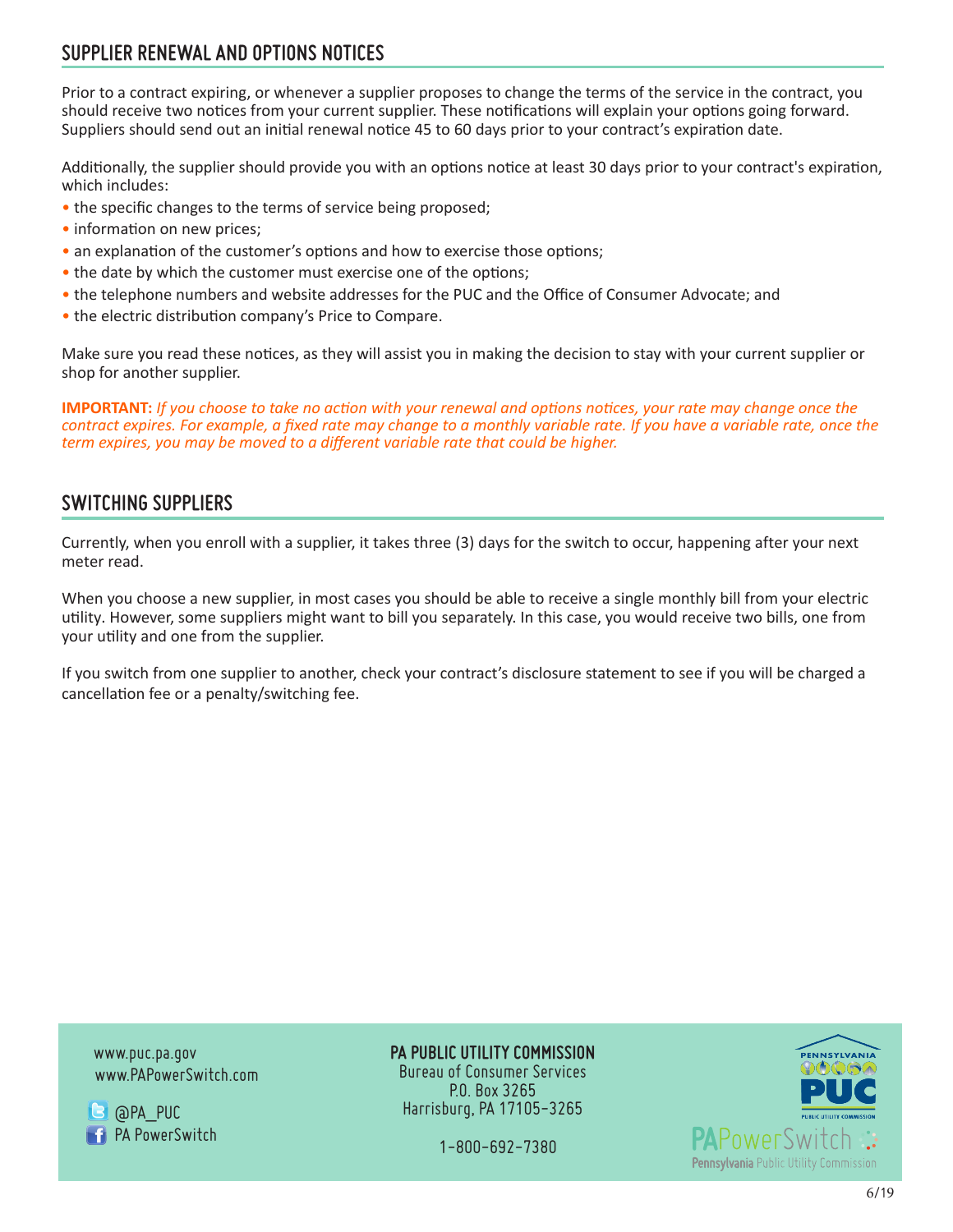## SUPPLIER RENEWAL AND OPTIONS NOTICES

Prior to a contract expiring, or whenever a supplier proposes to change the terms of the service in the contract, you should receive two notices from your current supplier. These notifications will explain your options going forward. Suppliers should send out an initial renewal notice 45 to 60 days prior to your contract's expiration date.

Additionally, the supplier should provide you with an options notice at least 30 days prior to your contract's expiration, which includes:

- the specific changes to the terms of service being proposed;
- information on new prices;
- an explanation of the customer's options and how to exercise those options;
- the date by which the customer must exercise one of the options;
- the telephone numbers and website addresses for the PUC and the Office of Consumer Advocate; and
- the electric distribution company's Price to Compare.

Make sure you read these notices, as they will assist you in making the decision to stay with your current supplier or shop for another supplier.

**IMPORTANT:** *If you choose to take no action with your renewal and options notices, your rate may change once the contract expires. For example, a fixed rate may change to a monthly variable rate. If you have a variable rate, once the term expires, you may be moved to a different variable rate that could be higher.*

## SWITCHING SUPPLIERS

Currently, when you enroll with a supplier, it takes three (3) days for the switch to occur, happening after your next meter read.

When you choose a new supplier, in most cases you should be able to receive a single monthly bill from your electric utility. However, some suppliers might want to bill you separately. In this case, you would receive two bills, one from your utility and one from the supplier.

If you switch from one supplier to another, check your contract's disclosure statement to see if you will be charged a cancellation fee or a penalty/switching fee.

www.puc.pa.gov
www.PAPowerSwitch.com

@PA_PUC
PA PowerSwitch

**PA PUBLIC UTILITY COMMISSION**
Bureau of Consumer Services
P.O. Box 3265
Harrisburg, PA 17105-3265

1-800-692-7380

PENNSYLVANIA PUC PUBLIC UTILITY COMMISSION

PAPowerSwitch
Pennsylvania Public Utility Commission

6/19